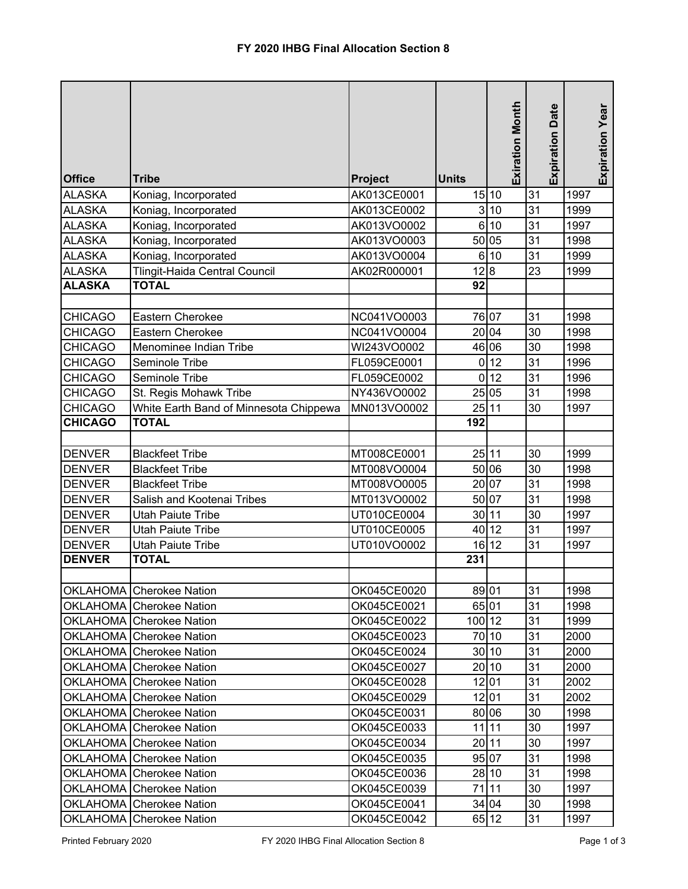# FY 2020 IHBG Final Allocation Section 8

| Office | Tribe | Project | Units | Exiration Month | Expiration Date | Expiration Year |
|---|---|---|---|---|---|---|
| ALASKA | Koniag, Incorporated | AK013CE0001 | 15 | 10 | 31 | 1997 |
| ALASKA | Koniag, Incorporated | AK013CE0002 | 3 | 10 | 31 | 1999 |
| ALASKA | Koniag, Incorporated | AK013VO0002 | 6 | 10 | 31 | 1997 |
| ALASKA | Koniag, Incorporated | AK013VO0003 | 50 | 05 | 31 | 1998 |
| ALASKA | Koniag, Incorporated | AK013VO0004 | 6 | 10 | 31 | 1999 |
| ALASKA | Tlingit-Haida Central Council | AK02R000001 | 12 | 8 | 23 | 1999 |
| **ALASKA** | **TOTAL** | | **92** | | | |
| | | | | | | |
| CHICAGO | Eastern Cherokee | NC041VO0003 | 76 | 07 | 31 | 1998 |
| CHICAGO | Eastern Cherokee | NC041VO0004 | 20 | 04 | 30 | 1998 |
| CHICAGO | Menominee Indian Tribe | WI243VO0002 | 46 | 06 | 30 | 1998 |
| CHICAGO | Seminole Tribe | FL059CE0001 | 0 | 12 | 31 | 1996 |
| CHICAGO | Seminole Tribe | FL059CE0002 | 0 | 12 | 31 | 1996 |
| CHICAGO | St. Regis Mohawk Tribe | NY436VO0002 | 25 | 05 | 31 | 1998 |
| CHICAGO | White Earth Band of Minnesota Chippewa | MN013VO0002 | 25 | 11 | 30 | 1997 |
| **CHICAGO** | **TOTAL** | | **192** | | | |
| | | | | | | |
| DENVER | Blackfeet Tribe | MT008CE0001 | 25 | 11 | 30 | 1999 |
| DENVER | Blackfeet Tribe | MT008VO0004 | 50 | 06 | 30 | 1998 |
| DENVER | Blackfeet Tribe | MT008VO0005 | 20 | 07 | 31 | 1998 |
| DENVER | Salish and Kootenai Tribes | MT013VO0002 | 50 | 07 | 31 | 1998 |
| DENVER | Utah Paiute Tribe | UT010CE0004 | 30 | 11 | 30 | 1997 |
| DENVER | Utah Paiute Tribe | UT010CE0005 | 40 | 12 | 31 | 1997 |
| DENVER | Utah Paiute Tribe | UT010VO0002 | 16 | 12 | 31 | 1997 |
| **DENVER** | **TOTAL** | | **231** | | | |
| | | | | | | |
| OKLAHOMA | Cherokee Nation | OK045CE0020 | 89 | 01 | 31 | 1998 |
| OKLAHOMA | Cherokee Nation | OK045CE0021 | 65 | 01 | 31 | 1998 |
| OKLAHOMA | Cherokee Nation | OK045CE0022 | 100 | 12 | 31 | 1999 |
| OKLAHOMA | Cherokee Nation | OK045CE0023 | 70 | 10 | 31 | 2000 |
| OKLAHOMA | Cherokee Nation | OK045CE0024 | 30 | 10 | 31 | 2000 |
| OKLAHOMA | Cherokee Nation | OK045CE0027 | 20 | 10 | 31 | 2000 |
| OKLAHOMA | Cherokee Nation | OK045CE0028 | 12 | 01 | 31 | 2002 |
| OKLAHOMA | Cherokee Nation | OK045CE0029 | 12 | 01 | 31 | 2002 |
| OKLAHOMA | Cherokee Nation | OK045CE0031 | 80 | 06 | 30 | 1998 |
| OKLAHOMA | Cherokee Nation | OK045CE0033 | 11 | 11 | 30 | 1997 |
| OKLAHOMA | Cherokee Nation | OK045CE0034 | 20 | 11 | 30 | 1997 |
| OKLAHOMA | Cherokee Nation | OK045CE0035 | 95 | 07 | 31 | 1998 |
| OKLAHOMA | Cherokee Nation | OK045CE0036 | 28 | 10 | 31 | 1998 |
| OKLAHOMA | Cherokee Nation | OK045CE0039 | 71 | 11 | 30 | 1997 |
| OKLAHOMA | Cherokee Nation | OK045CE0041 | 34 | 04 | 30 | 1998 |
| OKLAHOMA | Cherokee Nation | OK045CE0042 | 65 | 12 | 31 | 1997 |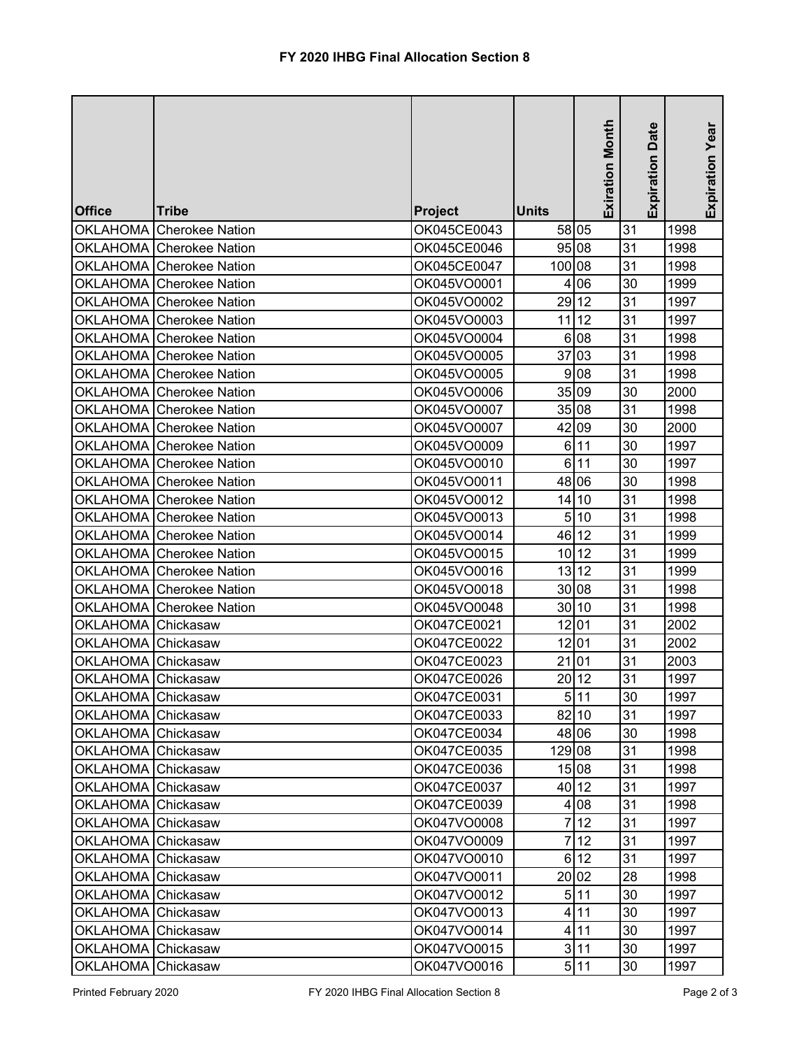## FY 2020 IHBG Final Allocation Section 8

| Office | Tribe | Project | Units | Exiration Month | Expiration Date | Expiration Year |
|---|---|---|---|---|---|---|
| OKLAHOMA | Cherokee Nation | OK045CE0043 | 58 | 05 | 31 | 1998 |
| OKLAHOMA | Cherokee Nation | OK045CE0046 | 95 | 08 | 31 | 1998 |
| OKLAHOMA | Cherokee Nation | OK045CE0047 | 100 | 08 | 31 | 1998 |
| OKLAHOMA | Cherokee Nation | OK045VO0001 | 4 | 06 | 30 | 1999 |
| OKLAHOMA | Cherokee Nation | OK045VO0002 | 29 | 12 | 31 | 1997 |
| OKLAHOMA | Cherokee Nation | OK045VO0003 | 11 | 12 | 31 | 1997 |
| OKLAHOMA | Cherokee Nation | OK045VO0004 | 6 | 08 | 31 | 1998 |
| OKLAHOMA | Cherokee Nation | OK045VO0005 | 37 | 03 | 31 | 1998 |
| OKLAHOMA | Cherokee Nation | OK045VO0005 | 9 | 08 | 31 | 1998 |
| OKLAHOMA | Cherokee Nation | OK045VO0006 | 35 | 09 | 30 | 2000 |
| OKLAHOMA | Cherokee Nation | OK045VO0007 | 35 | 08 | 31 | 1998 |
| OKLAHOMA | Cherokee Nation | OK045VO0007 | 42 | 09 | 30 | 2000 |
| OKLAHOMA | Cherokee Nation | OK045VO0009 | 6 | 11 | 30 | 1997 |
| OKLAHOMA | Cherokee Nation | OK045VO0010 | 6 | 11 | 30 | 1997 |
| OKLAHOMA | Cherokee Nation | OK045VO0011 | 48 | 06 | 30 | 1998 |
| OKLAHOMA | Cherokee Nation | OK045VO0012 | 14 | 10 | 31 | 1998 |
| OKLAHOMA | Cherokee Nation | OK045VO0013 | 5 | 10 | 31 | 1998 |
| OKLAHOMA | Cherokee Nation | OK045VO0014 | 46 | 12 | 31 | 1999 |
| OKLAHOMA | Cherokee Nation | OK045VO0015 | 10 | 12 | 31 | 1999 |
| OKLAHOMA | Cherokee Nation | OK045VO0016 | 13 | 12 | 31 | 1999 |
| OKLAHOMA | Cherokee Nation | OK045VO0018 | 30 | 08 | 31 | 1998 |
| OKLAHOMA | Cherokee Nation | OK045VO0048 | 30 | 10 | 31 | 1998 |
| OKLAHOMA | Chickasaw | OK047CE0021 | 12 | 01 | 31 | 2002 |
| OKLAHOMA | Chickasaw | OK047CE0022 | 12 | 01 | 31 | 2002 |
| OKLAHOMA | Chickasaw | OK047CE0023 | 21 | 01 | 31 | 2003 |
| OKLAHOMA | Chickasaw | OK047CE0026 | 20 | 12 | 31 | 1997 |
| OKLAHOMA | Chickasaw | OK047CE0031 | 5 | 11 | 30 | 1997 |
| OKLAHOMA | Chickasaw | OK047CE0033 | 82 | 10 | 31 | 1997 |
| OKLAHOMA | Chickasaw | OK047CE0034 | 48 | 06 | 30 | 1998 |
| OKLAHOMA | Chickasaw | OK047CE0035 | 129 | 08 | 31 | 1998 |
| OKLAHOMA | Chickasaw | OK047CE0036 | 15 | 08 | 31 | 1998 |
| OKLAHOMA | Chickasaw | OK047CE0037 | 40 | 12 | 31 | 1997 |
| OKLAHOMA | Chickasaw | OK047CE0039 | 4 | 08 | 31 | 1998 |
| OKLAHOMA | Chickasaw | OK047VO0008 | 7 | 12 | 31 | 1997 |
| OKLAHOMA | Chickasaw | OK047VO0009 | 7 | 12 | 31 | 1997 |
| OKLAHOMA | Chickasaw | OK047VO0010 | 6 | 12 | 31 | 1997 |
| OKLAHOMA | Chickasaw | OK047VO0011 | 20 | 02 | 28 | 1998 |
| OKLAHOMA | Chickasaw | OK047VO0012 | 5 | 11 | 30 | 1997 |
| OKLAHOMA | Chickasaw | OK047VO0013 | 4 | 11 | 30 | 1997 |
| OKLAHOMA | Chickasaw | OK047VO0014 | 4 | 11 | 30 | 1997 |
| OKLAHOMA | Chickasaw | OK047VO0015 | 3 | 11 | 30 | 1997 |
| OKLAHOMA | Chickasaw | OK047VO0016 | 5 | 11 | 30 | 1997 |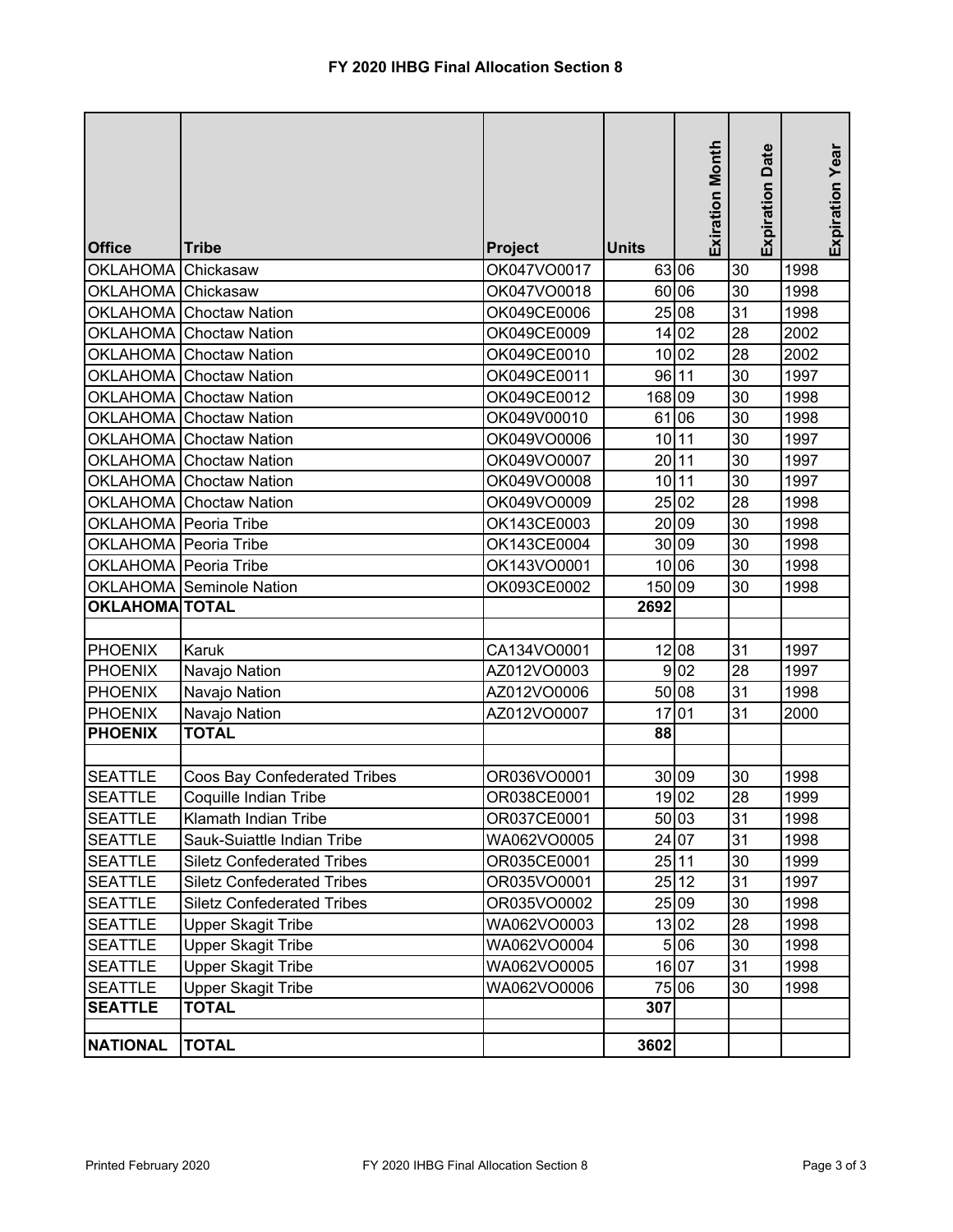## FY 2020 IHBG Final Allocation Section 8

| Office | Tribe | Project | Units | Exiration Month | Expiration Date | Expiration Year |
|---|---|---|---|---|---|---|
| OKLAHOMA | Chickasaw | OK047VO0017 | 63 | 06 | 30 | 1998 |
| OKLAHOMA | Chickasaw | OK047VO0018 | 60 | 06 | 30 | 1998 |
| OKLAHOMA | Choctaw Nation | OK049CE0006 | 25 | 08 | 31 | 1998 |
| OKLAHOMA | Choctaw Nation | OK049CE0009 | 14 | 02 | 28 | 2002 |
| OKLAHOMA | Choctaw Nation | OK049CE0010 | 10 | 02 | 28 | 2002 |
| OKLAHOMA | Choctaw Nation | OK049CE0011 | 96 | 11 | 30 | 1997 |
| OKLAHOMA | Choctaw Nation | OK049CE0012 | 168 | 09 | 30 | 1998 |
| OKLAHOMA | Choctaw Nation | OK049V00010 | 61 | 06 | 30 | 1998 |
| OKLAHOMA | Choctaw Nation | OK049VO0006 | 10 | 11 | 30 | 1997 |
| OKLAHOMA | Choctaw Nation | OK049VO0007 | 20 | 11 | 30 | 1997 |
| OKLAHOMA | Choctaw Nation | OK049VO0008 | 10 | 11 | 30 | 1997 |
| OKLAHOMA | Choctaw Nation | OK049VO0009 | 25 | 02 | 28 | 1998 |
| OKLAHOMA | Peoria Tribe | OK143CE0003 | 20 | 09 | 30 | 1998 |
| OKLAHOMA | Peoria Tribe | OK143CE0004 | 30 | 09 | 30 | 1998 |
| OKLAHOMA | Peoria Tribe | OK143VO0001 | 10 | 06 | 30 | 1998 |
| OKLAHOMA | Seminole Nation | OK093CE0002 | 150 | 09 | 30 | 1998 |
| **OKLAHOMA** | **TOTAL** | | **2692** | | | |
| | | | | | | |
| PHOENIX | Karuk | CA134VO0001 | 12 | 08 | 31 | 1997 |
| PHOENIX | Navajo Nation | AZ012VO0003 | 9 | 02 | 28 | 1997 |
| PHOENIX | Navajo Nation | AZ012VO0006 | 50 | 08 | 31 | 1998 |
| PHOENIX | Navajo Nation | AZ012VO0007 | 17 | 01 | 31 | 2000 |
| **PHOENIX** | **TOTAL** | | **88** | | | |
| | | | | | | |
| SEATTLE | Coos Bay Confederated Tribes | OR036VO0001 | 30 | 09 | 30 | 1998 |
| SEATTLE | Coquille Indian Tribe | OR038CE0001 | 19 | 02 | 28 | 1999 |
| SEATTLE | Klamath Indian Tribe | OR037CE0001 | 50 | 03 | 31 | 1998 |
| SEATTLE | Sauk-Suiattle Indian Tribe | WA062VO0005 | 24 | 07 | 31 | 1998 |
| SEATTLE | Siletz Confederated Tribes | OR035CE0001 | 25 | 11 | 30 | 1999 |
| SEATTLE | Siletz Confederated Tribes | OR035VO0001 | 25 | 12 | 31 | 1997 |
| SEATTLE | Siletz Confederated Tribes | OR035VO0002 | 25 | 09 | 30 | 1998 |
| SEATTLE | Upper Skagit Tribe | WA062VO0003 | 13 | 02 | 28 | 1998 |
| SEATTLE | Upper Skagit Tribe | WA062VO0004 | 5 | 06 | 30 | 1998 |
| SEATTLE | Upper Skagit Tribe | WA062VO0005 | 16 | 07 | 31 | 1998 |
| SEATTLE | Upper Skagit Tribe | WA062VO0006 | 75 | 06 | 30 | 1998 |
| **SEATTLE** | **TOTAL** | | **307** | | | |
| | | | | | | |
| **NATIONAL** | **TOTAL** | | **3602** | | | |